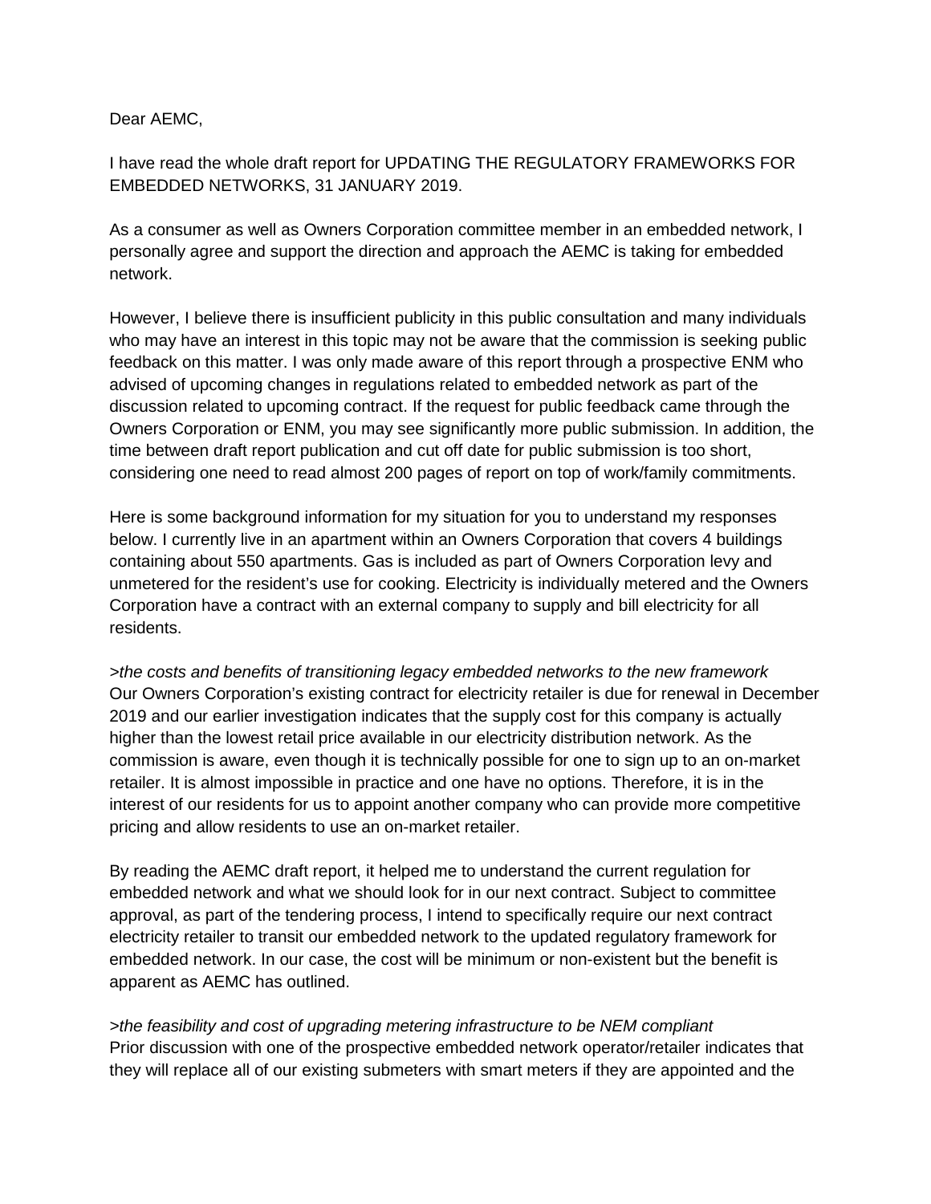Dear AEMC,

I have read the whole draft report for UPDATING THE REGULATORY FRAMEWORKS FOR EMBEDDED NETWORKS, 31 JANUARY 2019.

As a consumer as well as Owners Corporation committee member in an embedded network, I personally agree and support the direction and approach the AEMC is taking for embedded network.

However, I believe there is insufficient publicity in this public consultation and many individuals who may have an interest in this topic may not be aware that the commission is seeking public feedback on this matter. I was only made aware of this report through a prospective ENM who advised of upcoming changes in regulations related to embedded network as part of the discussion related to upcoming contract. If the request for public feedback came through the Owners Corporation or ENM, you may see significantly more public submission. In addition, the time between draft report publication and cut off date for public submission is too short, considering one need to read almost 200 pages of report on top of work/family commitments.

Here is some background information for my situation for you to understand my responses below. I currently live in an apartment within an Owners Corporation that covers 4 buildings containing about 550 apartments. Gas is included as part of Owners Corporation levy and unmetered for the resident's use for cooking. Electricity is individually metered and the Owners Corporation have a contract with an external company to supply and bill electricity for all residents.

>*the costs and benefits of transitioning legacy embedded networks to the new framework*
Our Owners Corporation's existing contract for electricity retailer is due for renewal in December 2019 and our earlier investigation indicates that the supply cost for this company is actually higher than the lowest retail price available in our electricity distribution network. As the commission is aware, even though it is technically possible for one to sign up to an on-market retailer. It is almost impossible in practice and one have no options. Therefore, it is in the interest of our residents for us to appoint another company who can provide more competitive pricing and allow residents to use an on-market retailer.

By reading the AEMC draft report, it helped me to understand the current regulation for embedded network and what we should look for in our next contract. Subject to committee approval, as part of the tendering process, I intend to specifically require our next contract electricity retailer to transit our embedded network to the updated regulatory framework for embedded network. In our case, the cost will be minimum or non-existent but the benefit is apparent as AEMC has outlined.

>*the feasibility and cost of upgrading metering infrastructure to be NEM compliant*
Prior discussion with one of the prospective embedded network operator/retailer indicates that they will replace all of our existing submeters with smart meters if they are appointed and the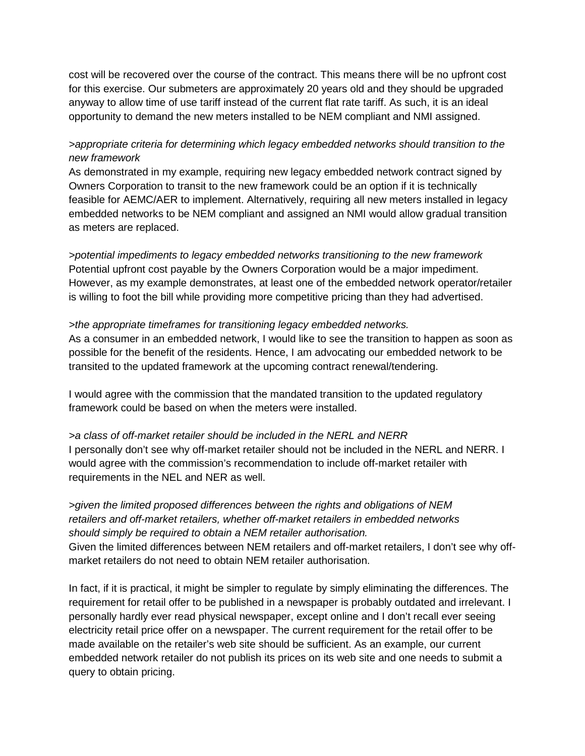cost will be recovered over the course of the contract. This means there will be no upfront cost for this exercise. Our submeters are approximately 20 years old and they should be upgraded anyway to allow time of use tariff instead of the current flat rate tariff. As such, it is an ideal opportunity to demand the new meters installed to be NEM compliant and NMI assigned.

>*appropriate criteria for determining which legacy embedded networks should transition to the new framework*
As demonstrated in my example, requiring new legacy embedded network contract signed by Owners Corporation to transit to the new framework could be an option if it is technically feasible for AEMC/AER to implement. Alternatively, requiring all new meters installed in legacy embedded networks to be NEM compliant and assigned an NMI would allow gradual transition as meters are replaced.

>*potential impediments to legacy embedded networks transitioning to the new framework*
Potential upfront cost payable by the Owners Corporation would be a major impediment. However, as my example demonstrates, at least one of the embedded network operator/retailer is willing to foot the bill while providing more competitive pricing than they had advertised.

>*the appropriate timeframes for transitioning legacy embedded networks.*
As a consumer in an embedded network, I would like to see the transition to happen as soon as possible for the benefit of the residents. Hence, I am advocating our embedded network to be transited to the updated framework at the upcoming contract renewal/tendering.

I would agree with the commission that the mandated transition to the updated regulatory framework could be based on when the meters were installed.

>*a class of off-market retailer should be included in the NERL and NERR*
I personally don't see why off-market retailer should not be included in the NERL and NERR. I would agree with the commission's recommendation to include off-market retailer with requirements in the NEL and NER as well.

>*given the limited proposed differences between the rights and obligations of NEM retailers and off-market retailers, whether off-market retailers in embedded networks should simply be required to obtain a NEM retailer authorisation.*
Given the limited differences between NEM retailers and off-market retailers, I don't see why off-market retailers do not need to obtain NEM retailer authorisation.

In fact, if it is practical, it might be simpler to regulate by simply eliminating the differences. The requirement for retail offer to be published in a newspaper is probably outdated and irrelevant. I personally hardly ever read physical newspaper, except online and I don't recall ever seeing electricity retail price offer on a newspaper. The current requirement for the retail offer to be made available on the retailer's web site should be sufficient. As an example, our current embedded network retailer do not publish its prices on its web site and one needs to submit a query to obtain pricing.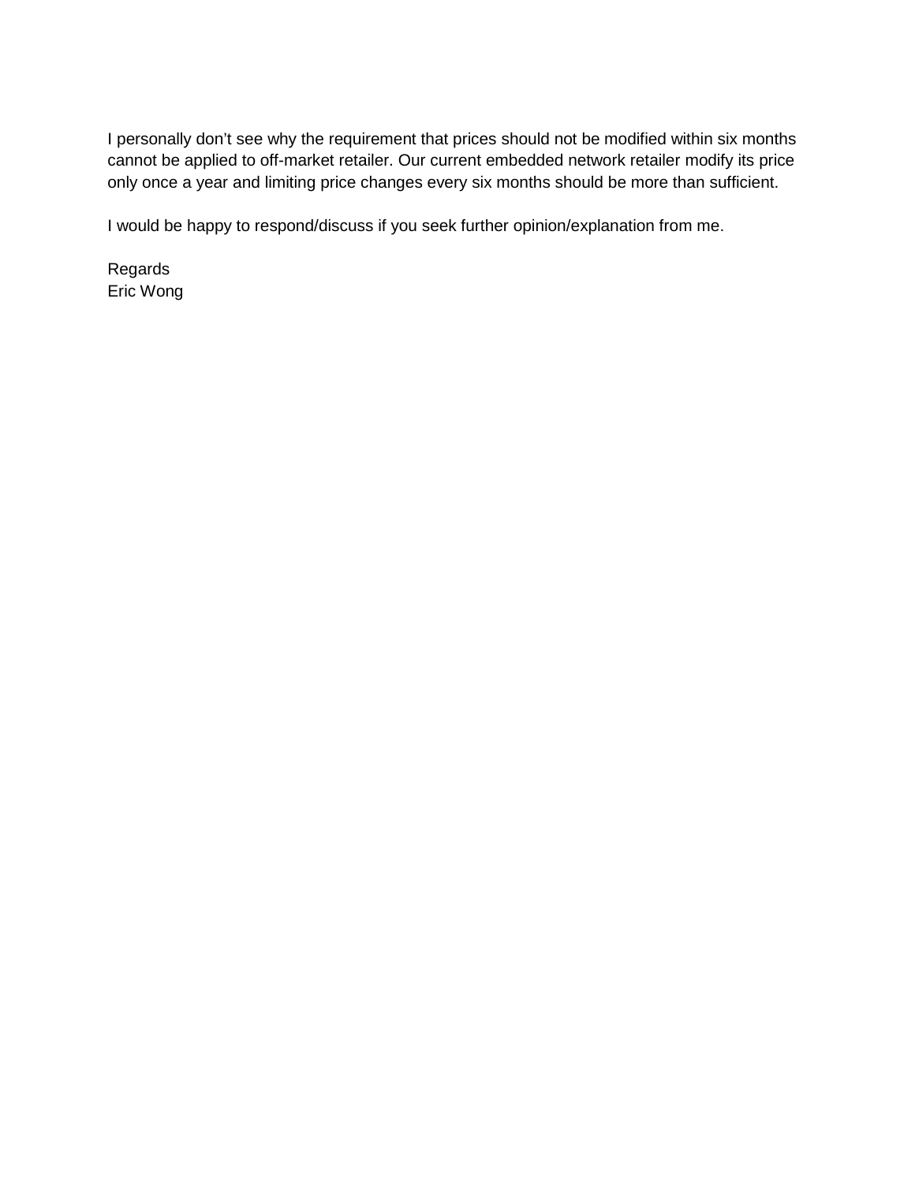I personally don't see why the requirement that prices should not be modified within six months cannot be applied to off-market retailer. Our current embedded network retailer modify its price only once a year and limiting price changes every six months should be more than sufficient.

I would be happy to respond/discuss if you seek further opinion/explanation from me.

Regards
Eric Wong